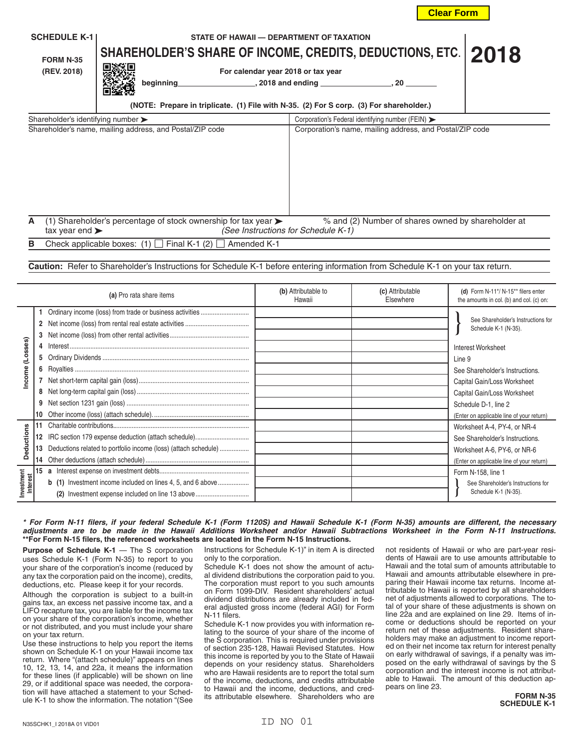Clear Form

**SCHEDULE K-1**

**FORM N-35**
**(REV. 2018)**

STATE OF HAWAII — DEPARTMENT OF TAXATION

# SHAREHOLDER'S SHARE OF INCOME, CREDITS, DEDUCTIONS, ETC.

# 2018

For calendar year 2018 or tax year

beginning_________________, 2018 and ending _______________, 20 ________

**(NOTE: Prepare in triplicate. (1) File with N-35. (2) For S corp. (3) For shareholder.)**

| Shareholder's identifying number ➤ | Corporation's Federal identifying number (FEIN) ➤ |
|---|---|
| Shareholder's name, mailing address, and Postal/ZIP code | Corporation's name, mailing address, and Postal/ZIP code |

**A** (1) Shareholder's percentage of stock ownership for tax year ➤ % and (2) Number of shares owned by shareholder at tax year end ➤ *(See Instructions for Schedule K-1)*

**B** Check applicable boxes: (1) ☐ Final K-1 (2) ☐ Amended K-1

**Caution:** Refer to Shareholder's Instructions for Schedule K-1 before entering information from Schedule K-1 on your tax return.

| | | (a) Pro rata share items | (b) Attributable to Hawaii | (c) Attributable Elsewhere | (d) Form N-11*/ N-15** filers enter the amounts in col. (b) and col. (c) on: |
|---|---|---|---|---|---|
| Income (Losses) | 1 | Ordinary income (loss) from trade or business activities | | | See Shareholder's Instructions for Schedule K-1 (N-35). |
| | 2 | Net income (loss) from rental real estate activities | | | |
| | 3 | Net income (loss) from other rental activities | | | |
| | 4 | Interest | | | Interest Worksheet |
| | 5 | Ordinary Dividends | | | Line 9 |
| | 6 | Royalties | | | See Shareholder's Instructions. |
| | 7 | Net short-term capital gain (loss) | | | Capital Gain/Loss Worksheet |
| | 8 | Net long-term capital gain (loss) | | | Capital Gain/Loss Worksheet |
| | 9 | Net section 1231 gain (loss) | | | Schedule D-1, line 2 |
| | 10 | Other income (loss) (attach schedule). | | | (Enter on applicable line of your return) |
| Deductions | 11 | Charitable contributions | | | Worksheet A-4, PY-4, or NR-4 |
| | 12 | IRC section 179 expense deduction (attach schedule) | | | See Shareholder's Instructions. |
| | 13 | Deductions related to portfolio income (loss) (attach schedule) | | | Worksheet A-6, PY-6, or NR-6 |
| | 14 | Other deductions (attach schedule) | | | (Enter on applicable line of your return) |
| Investment Interest | 15 | a Interest expense on investment debts | | | Form N-158, line 1 |
| | | b (1) Investment income included on lines 4, 5, and 6 above | | | See Shareholder's Instructions for Schedule K-1 (N-35). |
| | | (2) Investment expense included on line 13 above | | | |

***\* For Form N-11 filers, if your federal Schedule K-1 (Form 1120S) and Hawaii Schedule K-1 (Form N-35) amounts are different, the necessary adjustments are to be made in the Hawaii Additions Worksheet and/or Hawaii Subtractions Worksheet in the Form N-11 Instructions.***
**\*\*For Form N-15 filers, the referenced worksheets are located in the Form N-15 Instructions.**

**Purpose of Schedule K-1** — The S corporation uses Schedule K-1 (Form N-35) to report to you your share of the corporation's income (reduced by any tax the corporation paid on the income), credits, deductions, etc. Please keep it for your records.

Although the corporation is subject to a built-in gains tax, an excess net passive income tax, and a LIFO recapture tax, you are liable for the income tax on your share of the corporation's income, whether or not distributed, and you must include your share on your tax return.

Use these instructions to help you report the items shown on Schedule K-1 on your Hawaii income tax return. Where "(attach schedule)" appears on lines 10, 12, 13, 14, and 22a, it means the information for these lines (if applicable) will be shown on line 29, or if additional space was needed, the corporation will have attached a statement to your Schedule K-1 to show the information. The notation "(See Instructions for Schedule K-1)" in item A is directed only to the corporation.

Schedule K-1 does not show the amount of actual dividend distributions the corporation paid to you. The corporation must report to you such amounts on Form 1099-DIV. Resident shareholders' actual dividend distributions are already included in federal adjusted gross income (federal AGI) for Form N-11 filers.

Schedule K-1 now provides you with information relating to the source of your share of the income of the S corporation. This is required under provisions of section 235-128, Hawaii Revised Statutes. How this income is reported by you to the State of Hawaii depends on your residency status. Shareholders who are Hawaii residents are to report the total sum of the income, deductions, and credits attributable to Hawaii and the income, deductions, and credits attributable elsewhere. Shareholders who are not residents of Hawaii or who are part-year residents of Hawaii are to use amounts attributable to Hawaii and the total sum of amounts attributable to Hawaii and amounts attributable elsewhere in preparing their Hawaii income tax returns. Income attributable to Hawaii is reported by all shareholders net of adjustments allowed to corporations. The total of your share of these adjustments is shown on line 22a and are explained on line 29. Items of income or deductions should be reported on your return net of these adjustments. Resident shareholders may make an adjustment to income reported on their net income tax return for interest penalty on early withdrawal of savings, if a penalty was imposed on the early withdrawal of savings by the S corporation and the interest income is not attributable to Hawaii. The amount of this deduction appears on line 23.

**FORM N-35**
**SCHEDULE K-1**

N35SCHK1_I 2018A 01 VID01

ID NO 01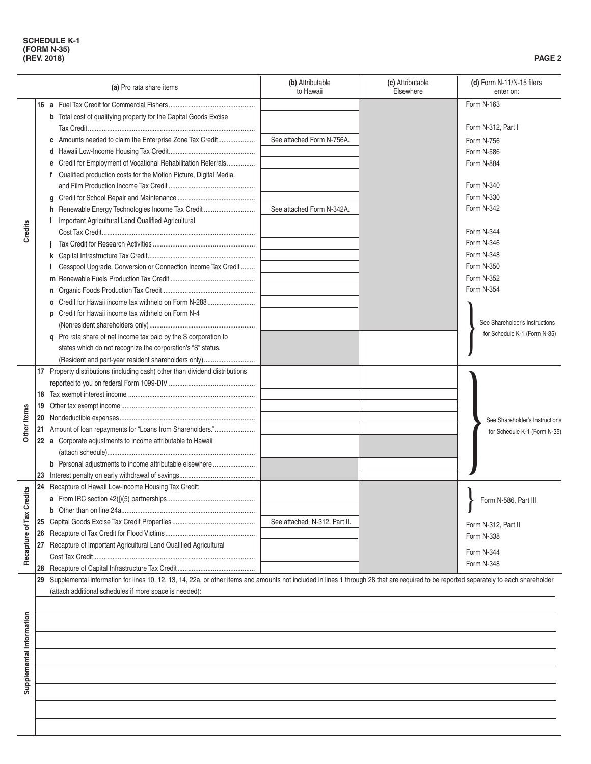**SCHEDULE K-1**
**(FORM N-35)**
**(REV. 2018)**

| | (a) Pro rata share items | (b) Attributable to Hawaii | (c) Attributable Elsewhere | (d) Form N-11/N-15 filers enter on: |
|---|---|---|---|---|
| Credits | 16 a Fuel Tax Credit for Commercial Fishers | | | Form N-163 |
| | b Total cost of qualifying property for the Capital Goods Excise Tax Credit | | | Form N-312, Part I |
| | c Amounts needed to claim the Enterprise Zone Tax Credit | See attached Form N-756A. | | Form N-756 |
| | d Hawaii Low-Income Housing Tax Credit | | | Form N-586 |
| | e Credit for Employment of Vocational Rehabilitation Referrals | | | Form N-884 |
| | f Qualified production costs for the Motion Picture, Digital Media, and Film Production Income Tax Credit | | | Form N-340 |
| | g Credit for School Repair and Maintenance | | | Form N-330 |
| | h Renewable Energy Technologies Income Tax Credit | See attached Form N-342A. | | Form N-342 |
| | i Important Agricultural Land Qualified Agricultural Cost Tax Credit | | | Form N-344 |
| | j Tax Credit for Research Activities | | | Form N-346 |
| | k Capital Infrastructure Tax Credit | | | Form N-348 |
| | l Cesspool Upgrade, Conversion or Connection Income Tax Credit | | | Form N-350 |
| | m Renewable Fuels Production Tax Credit | | | Form N-352 |
| | n Organic Foods Production Tax Credit | | | Form N-354 |
| | o Credit for Hawaii income tax withheld on Form N-288 | | | See Shareholder's Instructions for Schedule K-1 (Form N-35) |
| | p Credit for Hawaii income tax withheld on Form N-4 (Nonresident shareholders only) | | | |
| | q Pro rata share of net income tax paid by the S corporation to states which do not recognize the corporation's "S" status. (Resident and part-year resident shareholders only) | | | |
| Other Items | 17 Property distributions (including cash) other than dividend distributions reported to you on federal Form 1099-DIV | | | See Shareholder's Instructions for Schedule K-1 (Form N-35) |
| | 18 Tax exempt interest income | | | |
| | 19 Other tax exempt income | | | |
| | 20 Nondeductible expenses | | | |
| | 21 Amount of loan repayments for "Loans from Shareholders." | | | |
| | 22 a Corporate adjustments to income attributable to Hawaii (attach schedule) | | | |
| | b Personal adjustments to income attributable elsewhere | | | |
| | 23 Interest penalty on early withdrawal of savings | | | |
| Recapture of Tax Credits | 24 Recapture of Hawaii Low-Income Housing Tax Credit: | | | |
| | a From IRC section 42(j)(5) partnerships | | | Form N-586, Part III |
| | b Other than on line 24a | | | |
| | 25 Capital Goods Excise Tax Credit Properties | See attached N-312, Part II. | | Form N-312, Part II |
| | 26 Recapture of Tax Credit for Flood Victims | | | Form N-338 |
| | 27 Recapture of Important Agricultural Land Qualified Agricultural Cost Tax Credit | | | Form N-344 |
| | 28 Recapture of Capital Infrastructure Tax Credit | | | Form N-348 |

**Supplemental Information**

29 Supplemental information for lines 10, 12, 13, 14, 22a, or other items and amounts not included in lines 1 through 28 that are required to be reported separately to each shareholder (attach additional schedules if more space is needed):